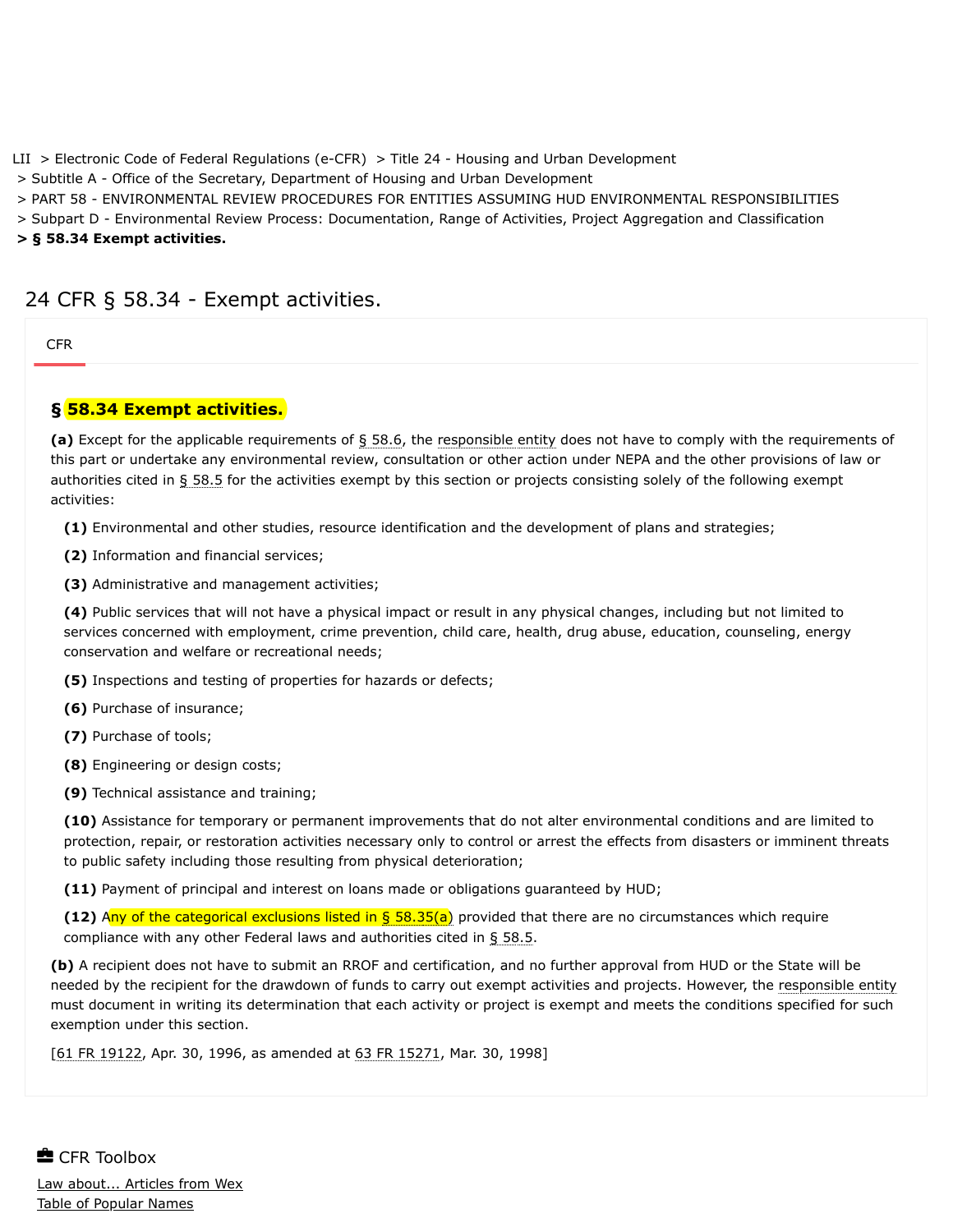LII > Electronic Code of Federal Regulations (e-CFR) > Title 24 - Housing and Urban Development
> Subtitle A - Office of the Secretary, Department of Housing and Urban Development
> PART 58 - ENVIRONMENTAL REVIEW PROCEDURES FOR ENTITIES ASSUMING HUD ENVIRONMENTAL RESPONSIBILITIES
> Subpart D - Environmental Review Process: Documentation, Range of Activities, Project Aggregation and Classification
**> § 58.34 Exempt activities.**

# 24 CFR § 58.34 - Exempt activities.

CFR

## § 58.34 Exempt activities.

**(a)** Except for the applicable requirements of § 58.6, the responsible entity does not have to comply with the requirements of this part or undertake any environmental review, consultation or other action under NEPA and the other provisions of law or authorities cited in § 58.5 for the activities exempt by this section or projects consisting solely of the following exempt activities:

**(1)** Environmental and other studies, resource identification and the development of plans and strategies;

**(2)** Information and financial services;

**(3)** Administrative and management activities;

**(4)** Public services that will not have a physical impact or result in any physical changes, including but not limited to services concerned with employment, crime prevention, child care, health, drug abuse, education, counseling, energy conservation and welfare or recreational needs;

**(5)** Inspections and testing of properties for hazards or defects;

**(6)** Purchase of insurance;

**(7)** Purchase of tools;

**(8)** Engineering or design costs;

**(9)** Technical assistance and training;

**(10)** Assistance for temporary or permanent improvements that do not alter environmental conditions and are limited to protection, repair, or restoration activities necessary only to control or arrest the effects from disasters or imminent threats to public safety including those resulting from physical deterioration;

**(11)** Payment of principal and interest on loans made or obligations guaranteed by HUD;

**(12)** Any of the categorical exclusions listed in § 58.35(a) provided that there are no circumstances which require compliance with any other Federal laws and authorities cited in § 58.5.

**(b)** A recipient does not have to submit an RROF and certification, and no further approval from HUD or the State will be needed by the recipient for the drawdown of funds to carry out exempt activities and projects. However, the responsible entity must document in writing its determination that each activity or project is exempt and meets the conditions specified for such exemption under this section.

[61 FR 19122, Apr. 30, 1996, as amended at 63 FR 15271, Mar. 30, 1998]

CFR Toolbox

Law about... Articles from Wex
Table of Popular Names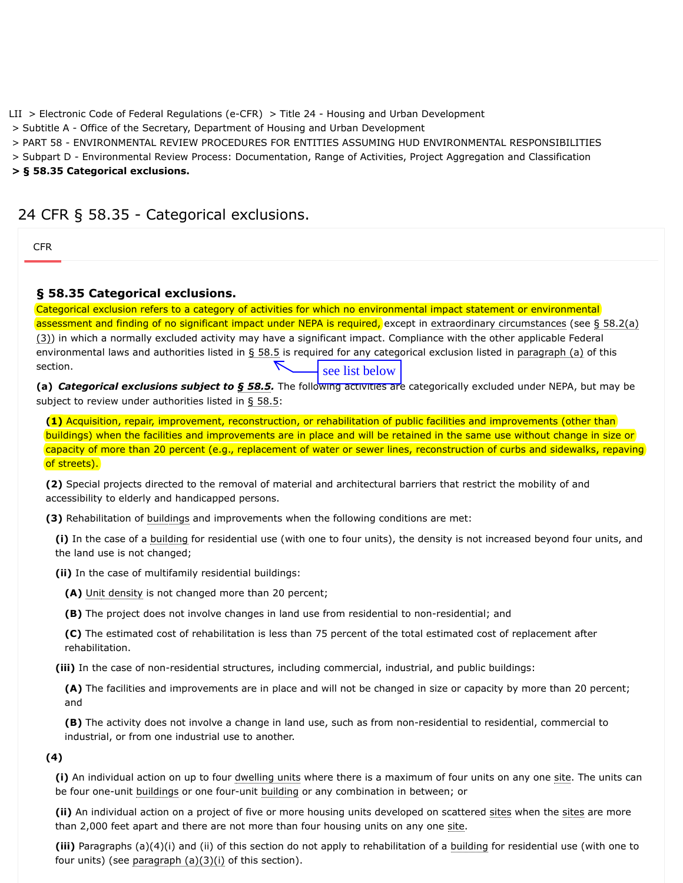LII > Electronic Code of Federal Regulations (e-CFR) > Title 24 - Housing and Urban Development
> Subtitle A - Office of the Secretary, Department of Housing and Urban Development
> PART 58 - ENVIRONMENTAL REVIEW PROCEDURES FOR ENTITIES ASSUMING HUD ENVIRONMENTAL RESPONSIBILITIES
> Subpart D - Environmental Review Process: Documentation, Range of Activities, Project Aggregation and Classification
> **§ 58.35 Categorical exclusions.**

# 24 CFR § 58.35 - Categorical exclusions.

CFR

### § 58.35 Categorical exclusions.

Categorical exclusion refers to a category of activities for which no environmental impact statement or environmental assessment and finding of no significant impact under NEPA is required, except in extraordinary circumstances (see § 58.2(a)(3)) in which a normally excluded activity may have a significant impact. Compliance with the other applicable Federal environmental laws and authorities listed in § 58.5 is required for any categorical exclusion listed in paragraph (a) of this section.

see list below

**(a)** ***Categorical exclusions subject to § 58.5.*** The following activities are categorically excluded under NEPA, but may be subject to review under authorities listed in § 58.5:

**(1)** Acquisition, repair, improvement, reconstruction, or rehabilitation of public facilities and improvements (other than buildings) when the facilities and improvements are in place and will be retained in the same use without change in size or capacity of more than 20 percent (e.g., replacement of water or sewer lines, reconstruction of curbs and sidewalks, repaving of streets).

**(2)** Special projects directed to the removal of material and architectural barriers that restrict the mobility of and accessibility to elderly and handicapped persons.

**(3)** Rehabilitation of buildings and improvements when the following conditions are met:

**(i)** In the case of a building for residential use (with one to four units), the density is not increased beyond four units, and the land use is not changed;

**(ii)** In the case of multifamily residential buildings:

**(A)** Unit density is not changed more than 20 percent;

**(B)** The project does not involve changes in land use from residential to non-residential; and

**(C)** The estimated cost of rehabilitation is less than 75 percent of the total estimated cost of replacement after rehabilitation.

**(iii)** In the case of non-residential structures, including commercial, industrial, and public buildings:

**(A)** The facilities and improvements are in place and will not be changed in size or capacity by more than 20 percent; and

**(B)** The activity does not involve a change in land use, such as from non-residential to residential, commercial to industrial, or from one industrial use to another.

**(4)**

**(i)** An individual action on up to four dwelling units where there is a maximum of four units on any one site. The units can be four one-unit buildings or one four-unit building or any combination in between; or

**(ii)** An individual action on a project of five or more housing units developed on scattered sites when the sites are more than 2,000 feet apart and there are not more than four housing units on any one site.

**(iii)** Paragraphs (a)(4)(i) and (ii) of this section do not apply to rehabilitation of a building for residential use (with one to four units) (see paragraph (a)(3)(i) of this section).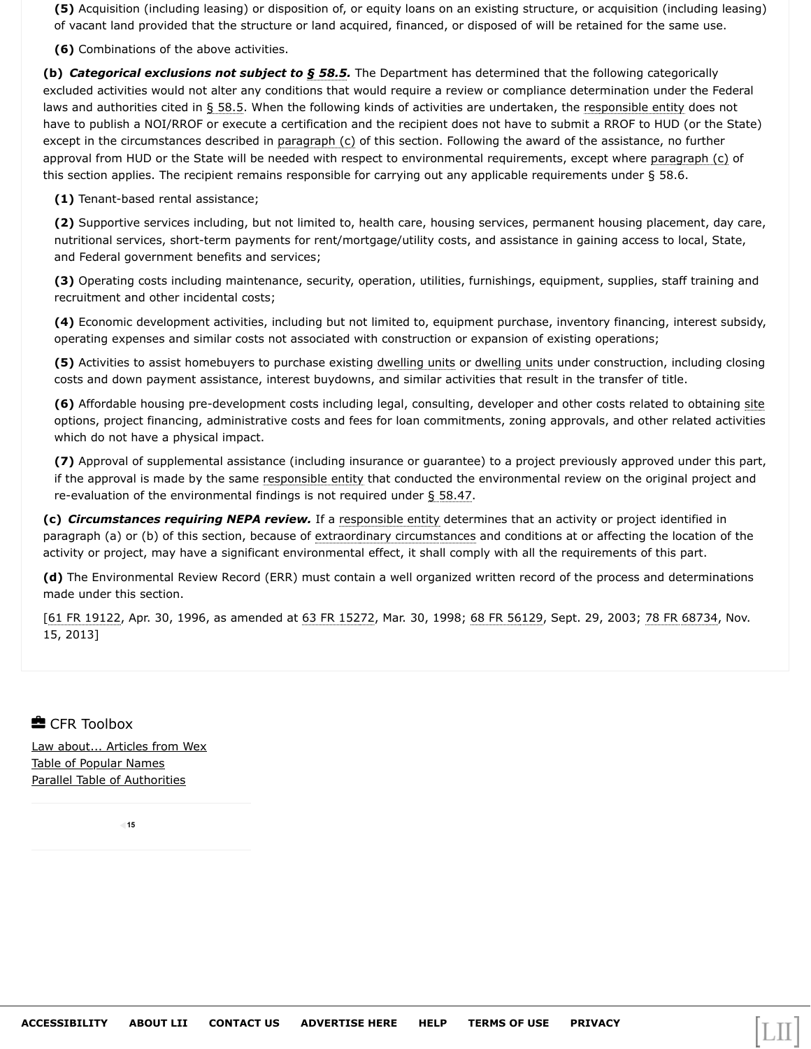**(5)** Acquisition (including leasing) or disposition of, or equity loans on an existing structure, or acquisition (including leasing) of vacant land provided that the structure or land acquired, financed, or disposed of will be retained for the same use.

**(6)** Combinations of the above activities.

**(b)** ***Categorical exclusions not subject to § 58.5.*** The Department has determined that the following categorically excluded activities would not alter any conditions that would require a review or compliance determination under the Federal laws and authorities cited in § 58.5. When the following kinds of activities are undertaken, the responsible entity does not have to publish a NOI/RROF or execute a certification and the recipient does not have to submit a RROF to HUD (or the State) except in the circumstances described in paragraph (c) of this section. Following the award of the assistance, no further approval from HUD or the State will be needed with respect to environmental requirements, except where paragraph (c) of this section applies. The recipient remains responsible for carrying out any applicable requirements under § 58.6.

**(1)** Tenant-based rental assistance;

**(2)** Supportive services including, but not limited to, health care, housing services, permanent housing placement, day care, nutritional services, short-term payments for rent/mortgage/utility costs, and assistance in gaining access to local, State, and Federal government benefits and services;

**(3)** Operating costs including maintenance, security, operation, utilities, furnishings, equipment, supplies, staff training and recruitment and other incidental costs;

**(4)** Economic development activities, including but not limited to, equipment purchase, inventory financing, interest subsidy, operating expenses and similar costs not associated with construction or expansion of existing operations;

**(5)** Activities to assist homebuyers to purchase existing dwelling units or dwelling units under construction, including closing costs and down payment assistance, interest buydowns, and similar activities that result in the transfer of title.

**(6)** Affordable housing pre-development costs including legal, consulting, developer and other costs related to obtaining site options, project financing, administrative costs and fees for loan commitments, zoning approvals, and other related activities which do not have a physical impact.

**(7)** Approval of supplemental assistance (including insurance or guarantee) to a project previously approved under this part, if the approval is made by the same responsible entity that conducted the environmental review on the original project and re-evaluation of the environmental findings is not required under § 58.47.

**(c)** ***Circumstances requiring NEPA review.*** If a responsible entity determines that an activity or project identified in paragraph (a) or (b) of this section, because of extraordinary circumstances and conditions at or affecting the location of the activity or project, may have a significant environmental effect, it shall comply with all the requirements of this part.

**(d)** The Environmental Review Record (ERR) must contain a well organized written record of the process and determinations made under this section.

[61 FR 19122, Apr. 30, 1996, as amended at 63 FR 15272, Mar. 30, 1998; 68 FR 56129, Sept. 29, 2003; 78 FR 68734, Nov. 15, 2013]

CFR Toolbox

Law about... Articles from Wex
Table of Popular Names
Parallel Table of Authorities

ACCESSIBILITY ABOUT LII CONTACT US ADVERTISE HERE HELP TERMS OF USE PRIVACY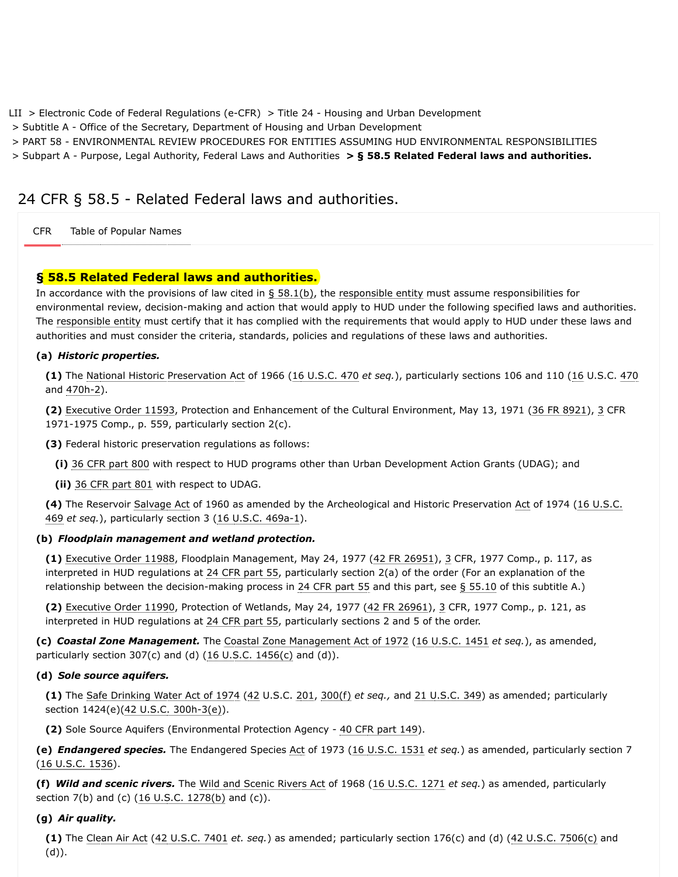LII > Electronic Code of Federal Regulations (e-CFR) > Title 24 - Housing and Urban Development
> Subtitle A - Office of the Secretary, Department of Housing and Urban Development
> PART 58 - ENVIRONMENTAL REVIEW PROCEDURES FOR ENTITIES ASSUMING HUD ENVIRONMENTAL RESPONSIBILITIES
> Subpart A - Purpose, Legal Authority, Federal Laws and Authorities **> § 58.5 Related Federal laws and authorities.**

# 24 CFR § 58.5 - Related Federal laws and authorities.

CFR Table of Popular Names

## § 58.5 Related Federal laws and authorities.

In accordance with the provisions of law cited in § 58.1(b), the responsible entity must assume responsibilities for environmental review, decision-making and action that would apply to HUD under the following specified laws and authorities. The responsible entity must certify that it has complied with the requirements that would apply to HUD under these laws and authorities and must consider the criteria, standards, policies and regulations of these laws and authorities.

**(a)** ***Historic properties.***

**(1)** The National Historic Preservation Act of 1966 (16 U.S.C. 470 *et seq.*), particularly sections 106 and 110 (16 U.S.C. 470 and 470h-2).

**(2)** Executive Order 11593, Protection and Enhancement of the Cultural Environment, May 13, 1971 (36 FR 8921), 3 CFR 1971-1975 Comp., p. 559, particularly section 2(c).

**(3)** Federal historic preservation regulations as follows:

**(i)** 36 CFR part 800 with respect to HUD programs other than Urban Development Action Grants (UDAG); and

**(ii)** 36 CFR part 801 with respect to UDAG.

**(4)** The Reservoir Salvage Act of 1960 as amended by the Archeological and Historic Preservation Act of 1974 (16 U.S.C. 469 *et seq.*), particularly section 3 (16 U.S.C. 469a-1).

**(b)** ***Floodplain management and wetland protection.***

**(1)** Executive Order 11988, Floodplain Management, May 24, 1977 (42 FR 26951), 3 CFR, 1977 Comp., p. 117, as interpreted in HUD regulations at 24 CFR part 55, particularly section 2(a) of the order (For an explanation of the relationship between the decision-making process in 24 CFR part 55 and this part, see § 55.10 of this subtitle A.)

**(2)** Executive Order 11990, Protection of Wetlands, May 24, 1977 (42 FR 26961), 3 CFR, 1977 Comp., p. 121, as interpreted in HUD regulations at 24 CFR part 55, particularly sections 2 and 5 of the order.

**(c)** ***Coastal Zone Management.*** The Coastal Zone Management Act of 1972 (16 U.S.C. 1451 *et seq.*), as amended, particularly section 307(c) and (d) (16 U.S.C. 1456(c) and (d)).

**(d)** ***Sole source aquifers.***

**(1)** The Safe Drinking Water Act of 1974 (42 U.S.C. 201, 300(f) *et seq.,* and 21 U.S.C. 349) as amended; particularly section 1424(e)(42 U.S.C. 300h-3(e)).

**(2)** Sole Source Aquifers (Environmental Protection Agency - 40 CFR part 149).

**(e)** ***Endangered species.*** The Endangered Species Act of 1973 (16 U.S.C. 1531 *et seq.*) as amended, particularly section 7 (16 U.S.C. 1536).

**(f)** ***Wild and scenic rivers.*** The Wild and Scenic Rivers Act of 1968 (16 U.S.C. 1271 *et seq.*) as amended, particularly section 7(b) and (c) (16 U.S.C. 1278(b) and (c)).

**(g)** ***Air quality.***

**(1)** The Clean Air Act (42 U.S.C. 7401 *et. seq.*) as amended; particularly section 176(c) and (d) (42 U.S.C. 7506(c) and (d)).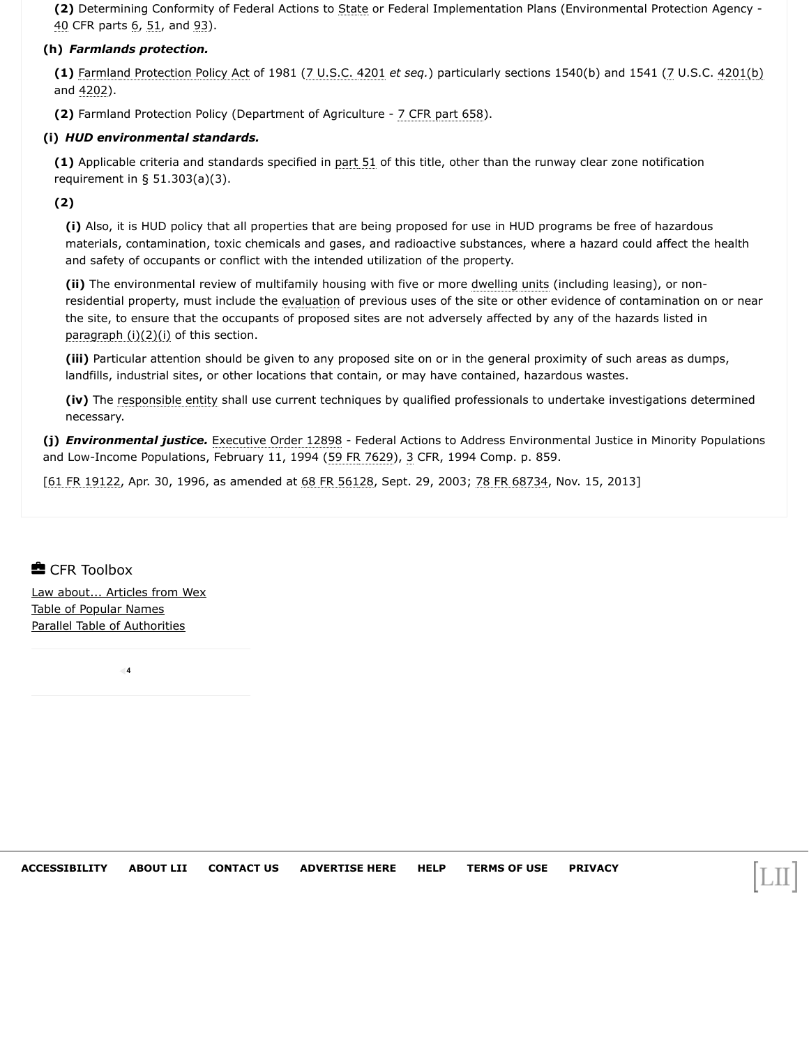**(2)** Determining Conformity of Federal Actions to State or Federal Implementation Plans (Environmental Protection Agency - 40 CFR parts 6, 51, and 93).

**(h)** ***Farmlands protection.***

**(1)** Farmland Protection Policy Act of 1981 (7 U.S.C. 4201 *et seq.*) particularly sections 1540(b) and 1541 (7 U.S.C. 4201(b) and 4202).

**(2)** Farmland Protection Policy (Department of Agriculture - 7 CFR part 658).

**(i)** ***HUD environmental standards.***

**(1)** Applicable criteria and standards specified in part 51 of this title, other than the runway clear zone notification requirement in § 51.303(a)(3).

**(2)**

**(i)** Also, it is HUD policy that all properties that are being proposed for use in HUD programs be free of hazardous materials, contamination, toxic chemicals and gases, and radioactive substances, where a hazard could affect the health and safety of occupants or conflict with the intended utilization of the property.

**(ii)** The environmental review of multifamily housing with five or more dwelling units (including leasing), or non-residential property, must include the evaluation of previous uses of the site or other evidence of contamination on or near the site, to ensure that the occupants of proposed sites are not adversely affected by any of the hazards listed in paragraph (i)(2)(i) of this section.

**(iii)** Particular attention should be given to any proposed site on or in the general proximity of such areas as dumps, landfills, industrial sites, or other locations that contain, or may have contained, hazardous wastes.

**(iv)** The responsible entity shall use current techniques by qualified professionals to undertake investigations determined necessary.

**(j)** ***Environmental justice.*** Executive Order 12898 - Federal Actions to Address Environmental Justice in Minority Populations and Low-Income Populations, February 11, 1994 (59 FR 7629), 3 CFR, 1994 Comp. p. 859.

[61 FR 19122, Apr. 30, 1996, as amended at 68 FR 56128, Sept. 29, 2003; 78 FR 68734, Nov. 15, 2013]

CFR Toolbox

Law about... Articles from Wex
Table of Popular Names
Parallel Table of Authorities

ACCESSIBILITY ABOUT LII CONTACT US ADVERTISE HERE HELP TERMS OF USE PRIVACY

[LII]